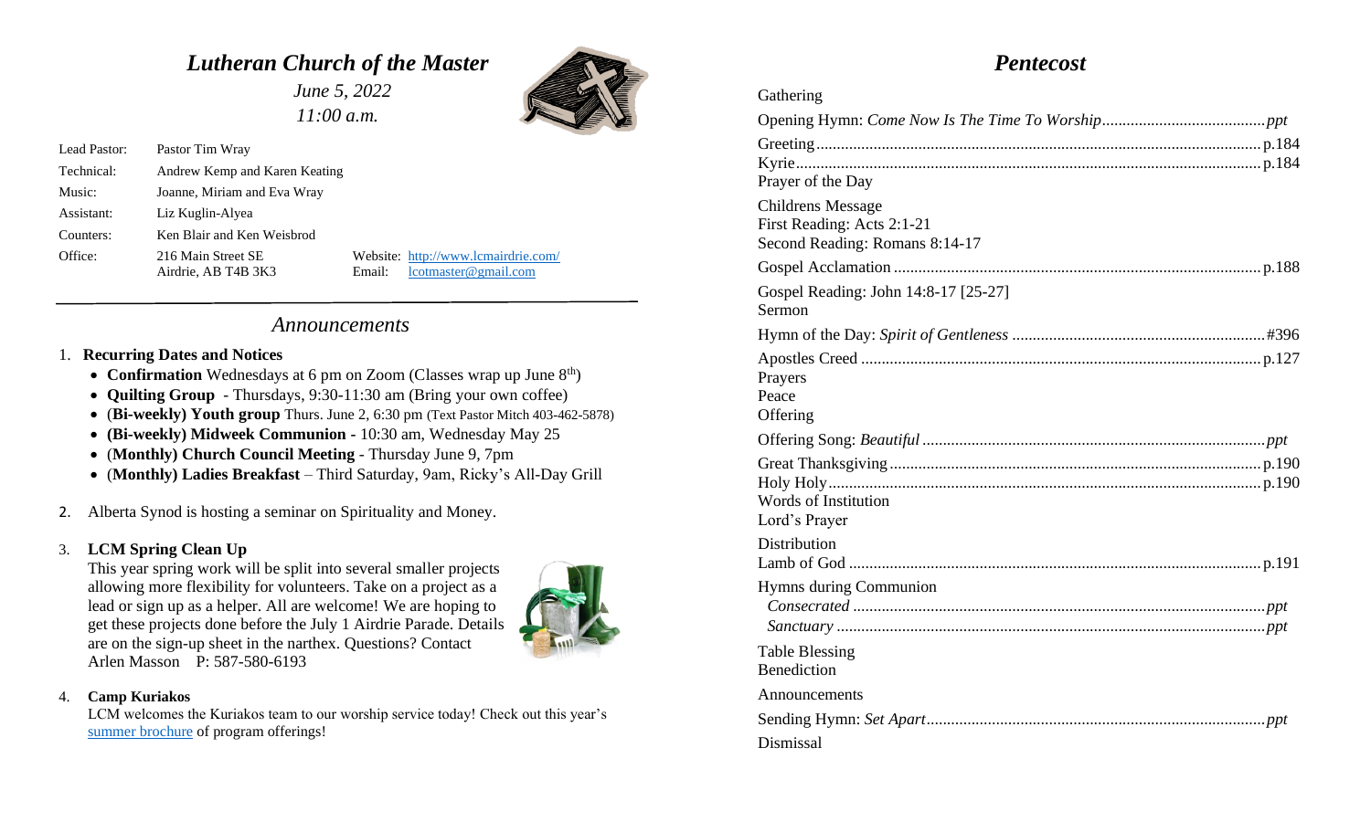# *Lutheran Church of the Master*

*June 5, 2022*

*11:00 a.m.*

| | |
|---|---|
| Lead Pastor: | Pastor Tim Wray |
| Technical: | Andrew Kemp and Karen Keating |
| Music: | Joanne, Miriam and Eva Wray |
| Assistant: | Liz Kuglin-Alyea |
| Counters: | Ken Blair and Ken Weisbrod |
| Office: | 216 Main Street SE<br>Airdrie, AB T4B 3K3 |

Website: http://www.lcmairdrie.com/
Email: lcotmaster@gmail.com

## *Announcements*

1. **Recurring Dates and Notices**
   - **Confirmation** Wednesdays at 6 pm on Zoom (Classes wrap up June 8th)
   - **Quilting Group** - Thursdays, 9:30-11:30 am (Bring your own coffee)
   - (**Bi-weekly) Youth group** Thurs. June 2, 6:30 pm (Text Pastor Mitch 403-462-5878)
   - **(Bi-weekly) Midweek Communion -** 10:30 am, Wednesday May 25
   - (**Monthly) Church Council Meeting** - Thursday June 9, 7pm
   - (**Monthly) Ladies Breakfast** – Third Saturday, 9am, Ricky's All-Day Grill

2. Alberta Synod is hosting a seminar on Spirituality and Money.

3. **LCM Spring Clean Up**
   This year spring work will be split into several smaller projects allowing more flexibility for volunteers. Take on a project as a lead or sign up as a helper. All are welcome! We are hoping to get these projects done before the July 1 Airdrie Parade. Details are on the sign-up sheet in the narthex. Questions? Contact Arlen Masson P: 587-580-6193

4. **Camp Kuriakos**
   LCM welcomes the Kuriakos team to our worship service today! Check out this year's summer brochure of program offerings!

## *Pentecost*

Gathering

Opening Hymn: *Come Now Is The Time To Worship* ........ *ppt*

Greeting ........ p.184

Kyrie ........ p.184

Prayer of the Day

Childrens Message

First Reading: Acts 2:1-21

Second Reading: Romans 8:14-17

Gospel Acclamation ........ p.188

Gospel Reading: John 14:8-17 [25-27]

Sermon

Hymn of the Day: *Spirit of Gentleness* ........ #396

Apostles Creed ........ p.127

Prayers

Peace

Offering

Offering Song: *Beautiful* ........ *ppt*

Great Thanksgiving ........ p.190

Holy Holy ........ p.190

Words of Institution

Lord's Prayer

Distribution

Lamb of God ........ p.191

Hymns during Communion

*Consecrated* ........ *ppt*

*Sanctuary* ........ *ppt*

Table Blessing

Benediction

Announcements

Sending Hymn: *Set Apart* ........ *ppt*

Dismissal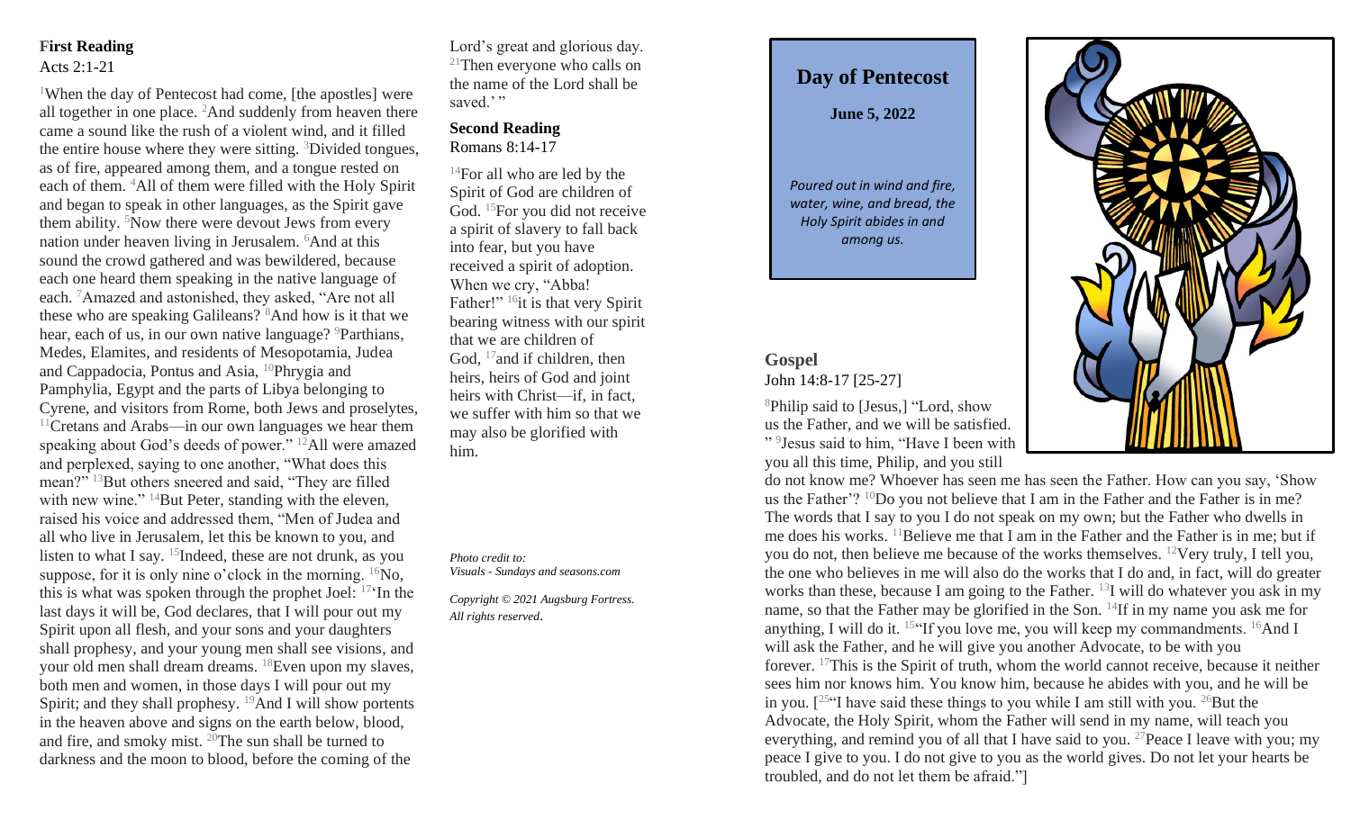## First Reading

Acts 2:1-21

[1]When the day of Pentecost had come, [the apostles] were all together in one place. [2]And suddenly from heaven there came a sound like the rush of a violent wind, and it filled the entire house where they were sitting. [3]Divided tongues, as of fire, appeared among them, and a tongue rested on each of them. [4]All of them were filled with the Holy Spirit and began to speak in other languages, as the Spirit gave them ability. [5]Now there were devout Jews from every nation under heaven living in Jerusalem. [6]And at this sound the crowd gathered and was bewildered, because each one heard them speaking in the native language of each. [7]Amazed and astonished, they asked, "Are not all these who are speaking Galileans? [8]And how is it that we hear, each of us, in our own native language? [9]Parthians, Medes, Elamites, and residents of Mesopotamia, Judea and Cappadocia, Pontus and Asia, [10]Phrygia and Pamphylia, Egypt and the parts of Libya belonging to Cyrene, and visitors from Rome, both Jews and proselytes, [11]Cretans and Arabs—in our own languages we hear them speaking about God's deeds of power." [12]All were amazed and perplexed, saying to one another, "What does this mean?" [13]But others sneered and said, "They are filled with new wine." [14]But Peter, standing with the eleven, raised his voice and addressed them, "Men of Judea and all who live in Jerusalem, let this be known to you, and listen to what I say. [15]Indeed, these are not drunk, as you suppose, for it is only nine o'clock in the morning. [16]No, this is what was spoken through the prophet Joel: [17]'In the last days it will be, God declares, that I will pour out my Spirit upon all flesh, and your sons and your daughters shall prophesy, and your young men shall see visions, and your old men shall dream dreams. [18]Even upon my slaves, both men and women, in those days I will pour out my Spirit; and they shall prophesy. [19]And I will show portents in the heaven above and signs on the earth below, blood, and fire, and smoky mist. [20]The sun shall be turned to darkness and the moon to blood, before the coming of the Lord's great and glorious day. [21]Then everyone who calls on the name of the Lord shall be saved.' "

## Second Reading

Romans 8:14-17

[14]For all who are led by the Spirit of God are children of God. [15]For you did not receive a spirit of slavery to fall back into fear, but you have received a spirit of adoption. When we cry, "Abba! Father!" [16]it is that very Spirit bearing witness with our spirit that we are children of God, [17]and if children, then heirs, heirs of God and joint heirs with Christ—if, in fact, we suffer with him so that we may also be glorified with him.

*Photo credit to:*
*Visuals - Sundays and seasons.com*

*Copyright © 2021 Augsburg Fortress. All rights reserved.*

# Day of Pentecost

**June 5, 2022**

*Poured out in wind and fire, water, wine, and bread, the Holy Spirit abides in and among us.*

## Gospel

John 14:8-17 [25-27]

[8]Philip said to [Jesus,] "Lord, show us the Father, and we will be satisfied." [9]Jesus said to him, "Have I been with you all this time, Philip, and you still do not know me? Whoever has seen me has seen the Father. How can you say, 'Show us the Father'? [10]Do you not believe that I am in the Father and the Father is in me? The words that I say to you I do not speak on my own; but the Father who dwells in me does his works. [11]Believe me that I am in the Father and the Father is in me; but if you do not, then believe me because of the works themselves. [12]Very truly, I tell you, the one who believes in me will also do the works that I do and, in fact, will do greater works than these, because I am going to the Father. [13]I will do whatever you ask in my name, so that the Father may be glorified in the Son. [14]If in my name you ask me for anything, I will do it. [15]"If you love me, you will keep my commandments. [16]And I will ask the Father, and he will give you another Advocate, to be with you forever. [17]This is the Spirit of truth, whom the world cannot receive, because it neither sees him nor knows him. You know him, because he abides with you, and he will be in you. [[25]"I have said these things to you while I am still with you. [26]But the Advocate, the Holy Spirit, whom the Father will send in my name, will teach you everything, and remind you of all that I have said to you. [27]Peace I leave with you; my peace I give to you. I do not give to you as the world gives. Do not let your hearts be troubled, and do not let them be afraid."]